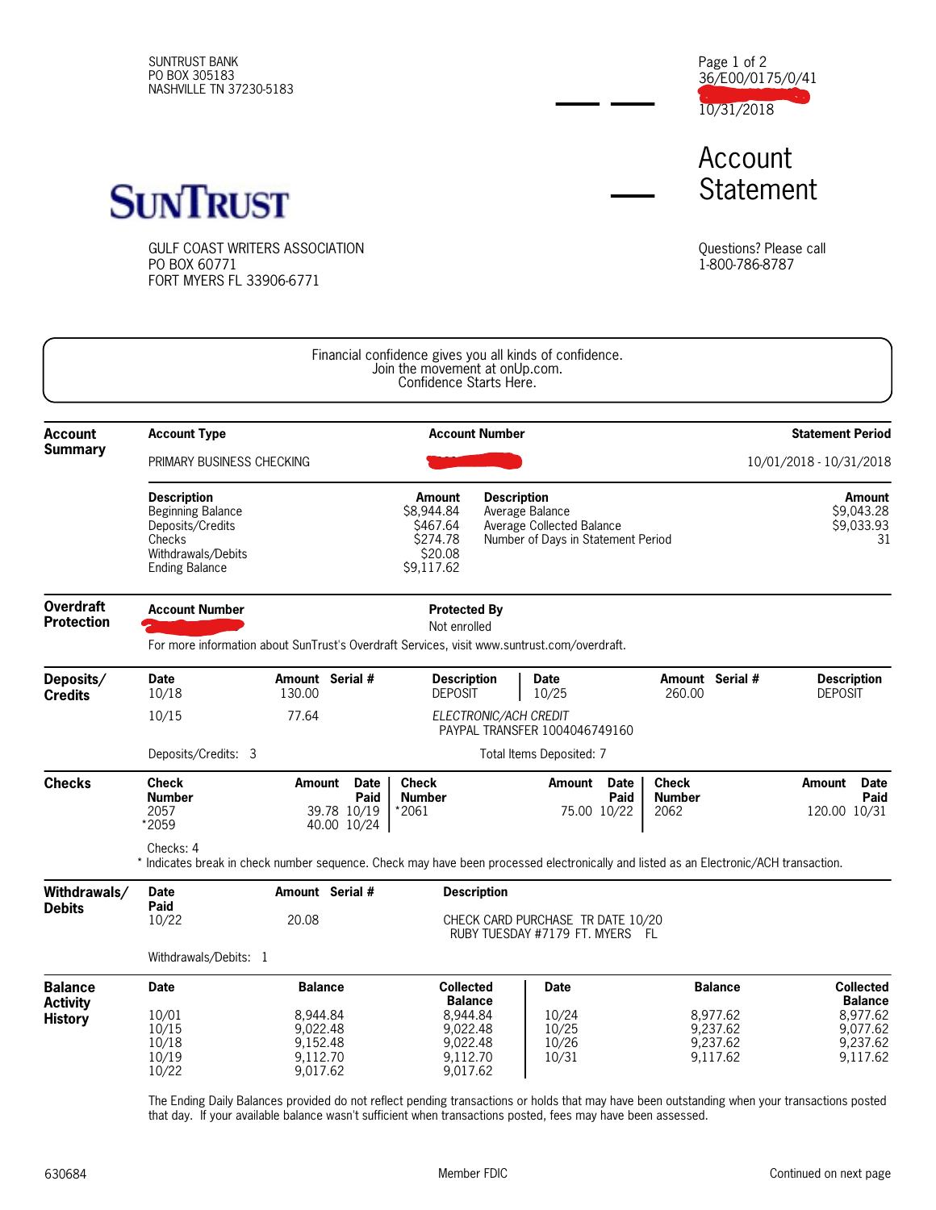SUNTRUST BANK
PO BOX 305183
NASHVILLE TN 37230-5183

36/E00/0175/0/41
10/31/2018

# Account Statement

**SUNTRUST**

GULF COAST WRITERS ASSOCIATION
PO BOX 60771
FORT MYERS FL 33906-6771

Questions? Please call
1-800-786-8787

Financial confidence gives you all kinds of confidence.
Join the movement at onUp.com.
Confidence Starts Here.

## Account Summary

| Account Type | Account Number | Statement Period |
|---|---|---|
| PRIMARY BUSINESS CHECKING | | 10/01/2018 - 10/31/2018 |

| Description | Amount | Description | Amount |
|---|---|---|---|
| Beginning Balance | $8,944.84 | Average Balance | $9,043.28 |
| Deposits/Credits | $467.64 | Average Collected Balance | $9,033.93 |
| Checks | $274.78 | Number of Days in Statement Period | 31 |
| Withdrawals/Debits | $20.08 | | |
| Ending Balance | $9,117.62 | | |

## Overdraft Protection

| Account Number | Protected By |
|---|---|
| | Not enrolled |

For more information about SunTrust's Overdraft Services, visit www.suntrust.com/overdraft.

## Deposits/Credits

| Date | Amount | Serial # | Description |
|---|---|---|---|
| 10/18 | 130.00 | | DEPOSIT |
| 10/25 | 260.00 | | DEPOSIT |
| 10/15 | 77.64 | | *ELECTRONIC/ACH CREDIT* PAYPAL TRANSFER 1004046749160 |

Deposits/Credits: 3    Total Items Deposited: 7

## Checks

| Check Number | Amount | Date Paid |
|---|---|---|
| 2057 | 39.78 | 10/19 |
| *2059 | 40.00 | 10/24 |
| *2061 | 75.00 | 10/22 |
| 2062 | 120.00 | 10/31 |

Checks: 4

* Indicates break in check number sequence. Check may have been processed electronically and listed as an Electronic/ACH transaction.

## Withdrawals/Debits

| Date Paid | Amount | Serial # | Description |
|---|---|---|---|
| 10/22 | 20.08 | | CHECK CARD PURCHASE TR DATE 10/20 RUBY TUESDAY #7179 FT. MYERS FL |

Withdrawals/Debits: 1

## Balance Activity History

| Date | Balance | Collected Balance |
|---|---|---|
| 10/01 | 8,944.84 | 8,944.84 |
| 10/15 | 9,022.48 | 9,022.48 |
| 10/18 | 9,152.48 | 9,022.48 |
| 10/19 | 9,112.70 | 9,112.70 |
| 10/22 | 9,017.62 | 9,017.62 |
| 10/24 | 8,977.62 | 8,977.62 |
| 10/25 | 9,237.62 | 9,077.62 |
| 10/26 | 9,237.62 | 9,237.62 |
| 10/31 | 9,117.62 | 9,117.62 |

The Ending Daily Balances provided do not reflect pending transactions or holds that may have been outstanding when your transactions posted that day. If your available balance wasn't sufficient when transactions posted, fees may have been assessed.

630684    Member FDIC    Continued on next page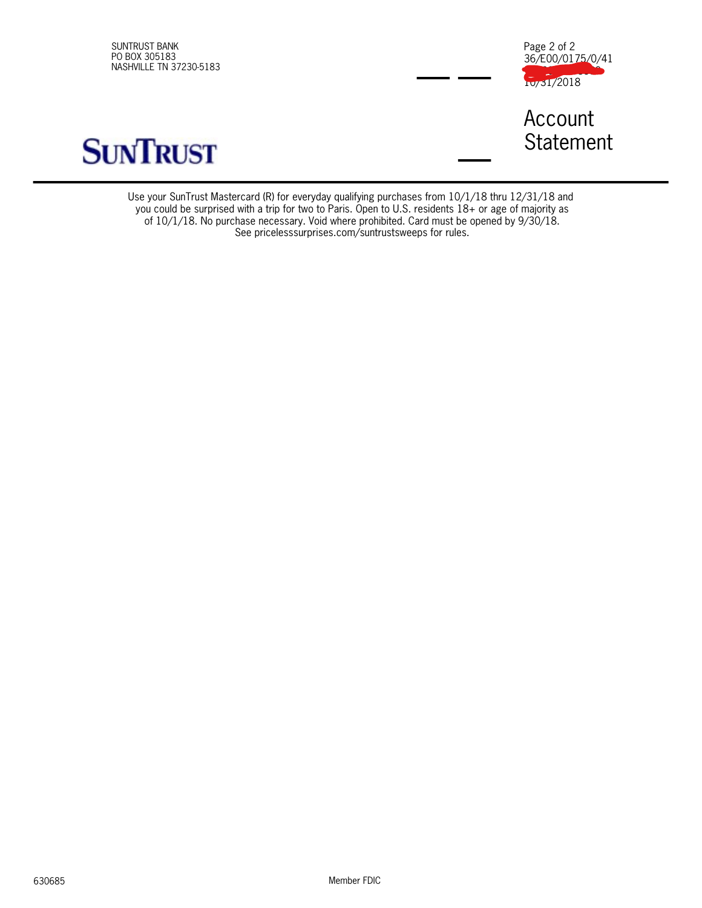SUNTRUST BANK
PO BOX 305183
NASHVILLE TN 37230-5183

36/E00/0175/0/41
10/31/2018

**SUNTRUST**

# Account Statement

Use your SunTrust Mastercard (R) for everyday qualifying purchases from 10/1/18 thru 12/31/18 and you could be surprised with a trip for two to Paris. Open to U.S. residents 18+ or age of majority as of 10/1/18. No purchase necessary. Void where prohibited. Card must be opened by 9/30/18. See pricelesssurprises.com/suntrustsweeps for rules.

630685

Member FDIC